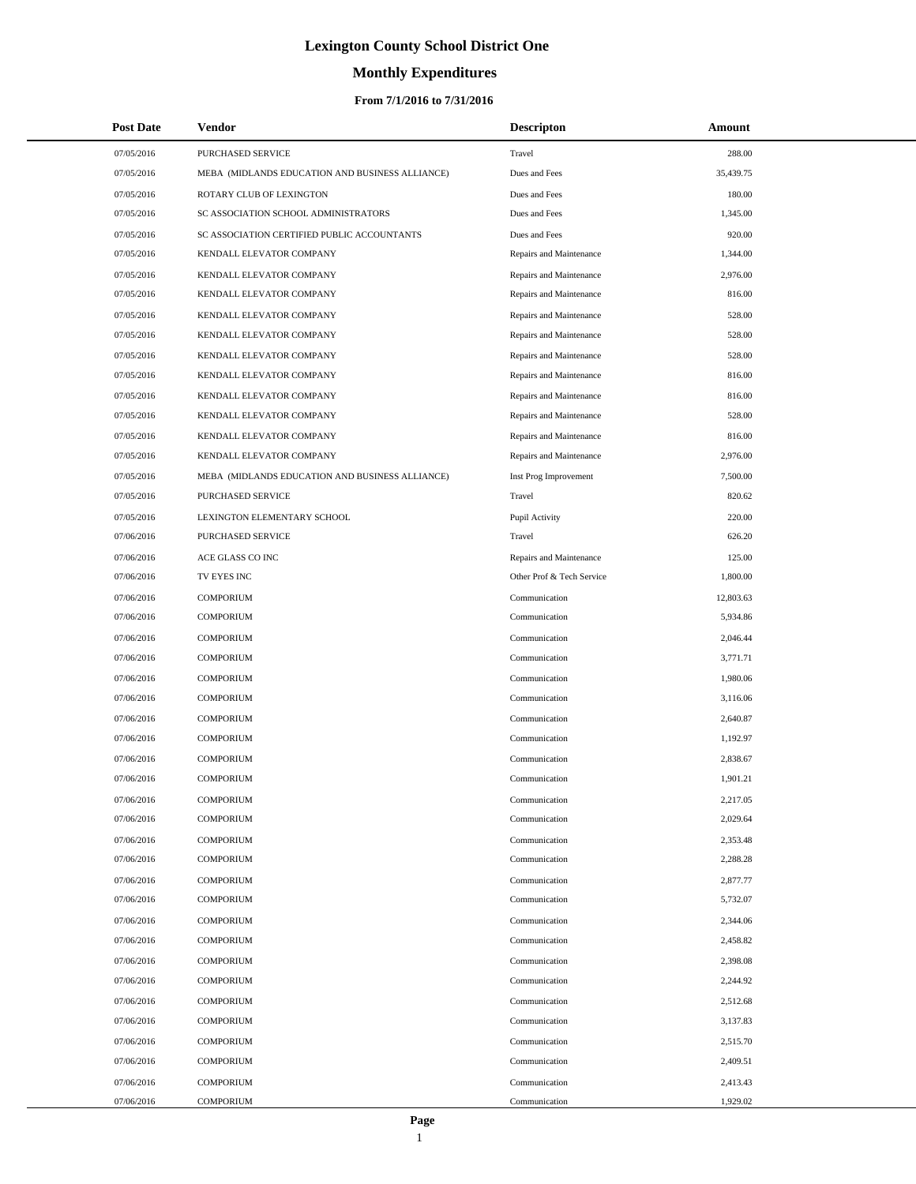# Lexington County School District One

## Monthly Expenditures

### From 7/1/2016 to 7/31/2016

| Post Date | Vendor | Descripton | Amount |
|---|---|---|---|
| 07/05/2016 | PURCHASED SERVICE | Travel | 288.00 |
| 07/05/2016 | MEBA (MIDLANDS EDUCATION AND BUSINESS ALLIANCE) | Dues and Fees | 35,439.75 |
| 07/05/2016 | ROTARY CLUB OF LEXINGTON | Dues and Fees | 180.00 |
| 07/05/2016 | SC ASSOCIATION SCHOOL ADMINISTRATORS | Dues and Fees | 1,345.00 |
| 07/05/2016 | SC ASSOCIATION CERTIFIED PUBLIC ACCOUNTANTS | Dues and Fees | 920.00 |
| 07/05/2016 | KENDALL ELEVATOR COMPANY | Repairs and Maintenance | 1,344.00 |
| 07/05/2016 | KENDALL ELEVATOR COMPANY | Repairs and Maintenance | 2,976.00 |
| 07/05/2016 | KENDALL ELEVATOR COMPANY | Repairs and Maintenance | 816.00 |
| 07/05/2016 | KENDALL ELEVATOR COMPANY | Repairs and Maintenance | 528.00 |
| 07/05/2016 | KENDALL ELEVATOR COMPANY | Repairs and Maintenance | 528.00 |
| 07/05/2016 | KENDALL ELEVATOR COMPANY | Repairs and Maintenance | 528.00 |
| 07/05/2016 | KENDALL ELEVATOR COMPANY | Repairs and Maintenance | 816.00 |
| 07/05/2016 | KENDALL ELEVATOR COMPANY | Repairs and Maintenance | 816.00 |
| 07/05/2016 | KENDALL ELEVATOR COMPANY | Repairs and Maintenance | 528.00 |
| 07/05/2016 | KENDALL ELEVATOR COMPANY | Repairs and Maintenance | 816.00 |
| 07/05/2016 | KENDALL ELEVATOR COMPANY | Repairs and Maintenance | 2,976.00 |
| 07/05/2016 | MEBA (MIDLANDS EDUCATION AND BUSINESS ALLIANCE) | Inst Prog Improvement | 7,500.00 |
| 07/05/2016 | PURCHASED SERVICE | Travel | 820.62 |
| 07/05/2016 | LEXINGTON ELEMENTARY SCHOOL | Pupil Activity | 220.00 |
| 07/06/2016 | PURCHASED SERVICE | Travel | 626.20 |
| 07/06/2016 | ACE GLASS CO INC | Repairs and Maintenance | 125.00 |
| 07/06/2016 | TV EYES INC | Other Prof & Tech Service | 1,800.00 |
| 07/06/2016 | COMPORIUM | Communication | 12,803.63 |
| 07/06/2016 | COMPORIUM | Communication | 5,934.86 |
| 07/06/2016 | COMPORIUM | Communication | 2,046.44 |
| 07/06/2016 | COMPORIUM | Communication | 3,771.71 |
| 07/06/2016 | COMPORIUM | Communication | 1,980.06 |
| 07/06/2016 | COMPORIUM | Communication | 3,116.06 |
| 07/06/2016 | COMPORIUM | Communication | 2,640.87 |
| 07/06/2016 | COMPORIUM | Communication | 1,192.97 |
| 07/06/2016 | COMPORIUM | Communication | 2,838.67 |
| 07/06/2016 | COMPORIUM | Communication | 1,901.21 |
| 07/06/2016 | COMPORIUM | Communication | 2,217.05 |
| 07/06/2016 | COMPORIUM | Communication | 2,029.64 |
| 07/06/2016 | COMPORIUM | Communication | 2,353.48 |
| 07/06/2016 | COMPORIUM | Communication | 2,288.28 |
| 07/06/2016 | COMPORIUM | Communication | 2,877.77 |
| 07/06/2016 | COMPORIUM | Communication | 5,732.07 |
| 07/06/2016 | COMPORIUM | Communication | 2,344.06 |
| 07/06/2016 | COMPORIUM | Communication | 2,458.82 |
| 07/06/2016 | COMPORIUM | Communication | 2,398.08 |
| 07/06/2016 | COMPORIUM | Communication | 2,244.92 |
| 07/06/2016 | COMPORIUM | Communication | 2,512.68 |
| 07/06/2016 | COMPORIUM | Communication | 3,137.83 |
| 07/06/2016 | COMPORIUM | Communication | 2,515.70 |
| 07/06/2016 | COMPORIUM | Communication | 2,409.51 |
| 07/06/2016 | COMPORIUM | Communication | 2,413.43 |
| 07/06/2016 | COMPORIUM | Communication | 1,929.02 |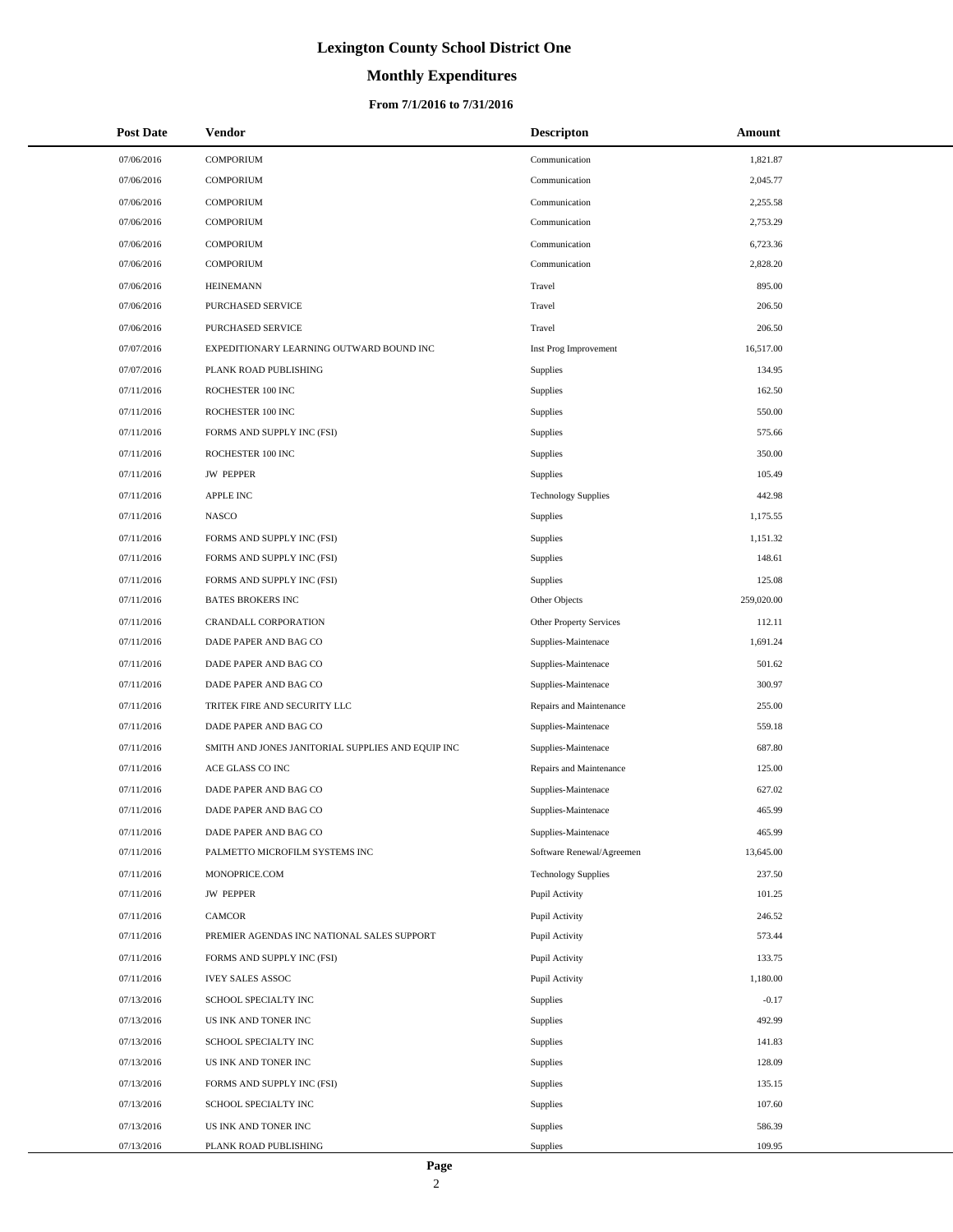# Lexington County School District One

## Monthly Expenditures

### From 7/1/2016 to 7/31/2016

| Post Date | Vendor | Descripton | Amount |
|---|---|---|---|
| 07/06/2016 | COMPORIUM | Communication | 1,821.87 |
| 07/06/2016 | COMPORIUM | Communication | 2,045.77 |
| 07/06/2016 | COMPORIUM | Communication | 2,255.58 |
| 07/06/2016 | COMPORIUM | Communication | 2,753.29 |
| 07/06/2016 | COMPORIUM | Communication | 6,723.36 |
| 07/06/2016 | COMPORIUM | Communication | 2,828.20 |
| 07/06/2016 | HEINEMANN | Travel | 895.00 |
| 07/06/2016 | PURCHASED SERVICE | Travel | 206.50 |
| 07/06/2016 | PURCHASED SERVICE | Travel | 206.50 |
| 07/07/2016 | EXPEDITIONARY LEARNING OUTWARD BOUND INC | Inst Prog Improvement | 16,517.00 |
| 07/07/2016 | PLANK ROAD PUBLISHING | Supplies | 134.95 |
| 07/11/2016 | ROCHESTER 100 INC | Supplies | 162.50 |
| 07/11/2016 | ROCHESTER 100 INC | Supplies | 550.00 |
| 07/11/2016 | FORMS AND SUPPLY INC (FSI) | Supplies | 575.66 |
| 07/11/2016 | ROCHESTER 100 INC | Supplies | 350.00 |
| 07/11/2016 | JW PEPPER | Supplies | 105.49 |
| 07/11/2016 | APPLE INC | Technology Supplies | 442.98 |
| 07/11/2016 | NASCO | Supplies | 1,175.55 |
| 07/11/2016 | FORMS AND SUPPLY INC (FSI) | Supplies | 1,151.32 |
| 07/11/2016 | FORMS AND SUPPLY INC (FSI) | Supplies | 148.61 |
| 07/11/2016 | FORMS AND SUPPLY INC (FSI) | Supplies | 125.08 |
| 07/11/2016 | BATES BROKERS INC | Other Objects | 259,020.00 |
| 07/11/2016 | CRANDALL CORPORATION | Other Property Services | 112.11 |
| 07/11/2016 | DADE PAPER AND BAG CO | Supplies-Maintenace | 1,691.24 |
| 07/11/2016 | DADE PAPER AND BAG CO | Supplies-Maintenace | 501.62 |
| 07/11/2016 | DADE PAPER AND BAG CO | Supplies-Maintenace | 300.97 |
| 07/11/2016 | TRITEK FIRE AND SECURITY LLC | Repairs and Maintenance | 255.00 |
| 07/11/2016 | DADE PAPER AND BAG CO | Supplies-Maintenace | 559.18 |
| 07/11/2016 | SMITH AND JONES JANITORIAL SUPPLIES AND EQUIP INC | Supplies-Maintenace | 687.80 |
| 07/11/2016 | ACE GLASS CO INC | Repairs and Maintenance | 125.00 |
| 07/11/2016 | DADE PAPER AND BAG CO | Supplies-Maintenace | 627.02 |
| 07/11/2016 | DADE PAPER AND BAG CO | Supplies-Maintenace | 465.99 |
| 07/11/2016 | DADE PAPER AND BAG CO | Supplies-Maintenace | 465.99 |
| 07/11/2016 | PALMETTO MICROFILM SYSTEMS INC | Software Renewal/Agreemen | 13,645.00 |
| 07/11/2016 | MONOPRICE.COM | Technology Supplies | 237.50 |
| 07/11/2016 | JW PEPPER | Pupil Activity | 101.25 |
| 07/11/2016 | CAMCOR | Pupil Activity | 246.52 |
| 07/11/2016 | PREMIER AGENDAS INC NATIONAL SALES SUPPORT | Pupil Activity | 573.44 |
| 07/11/2016 | FORMS AND SUPPLY INC (FSI) | Pupil Activity | 133.75 |
| 07/11/2016 | IVEY SALES ASSOC | Pupil Activity | 1,180.00 |
| 07/13/2016 | SCHOOL SPECIALTY INC | Supplies | -0.17 |
| 07/13/2016 | US INK AND TONER INC | Supplies | 492.99 |
| 07/13/2016 | SCHOOL SPECIALTY INC | Supplies | 141.83 |
| 07/13/2016 | US INK AND TONER INC | Supplies | 128.09 |
| 07/13/2016 | FORMS AND SUPPLY INC (FSI) | Supplies | 135.15 |
| 07/13/2016 | SCHOOL SPECIALTY INC | Supplies | 107.60 |
| 07/13/2016 | US INK AND TONER INC | Supplies | 586.39 |
| 07/13/2016 | PLANK ROAD PUBLISHING | Supplies | 109.95 |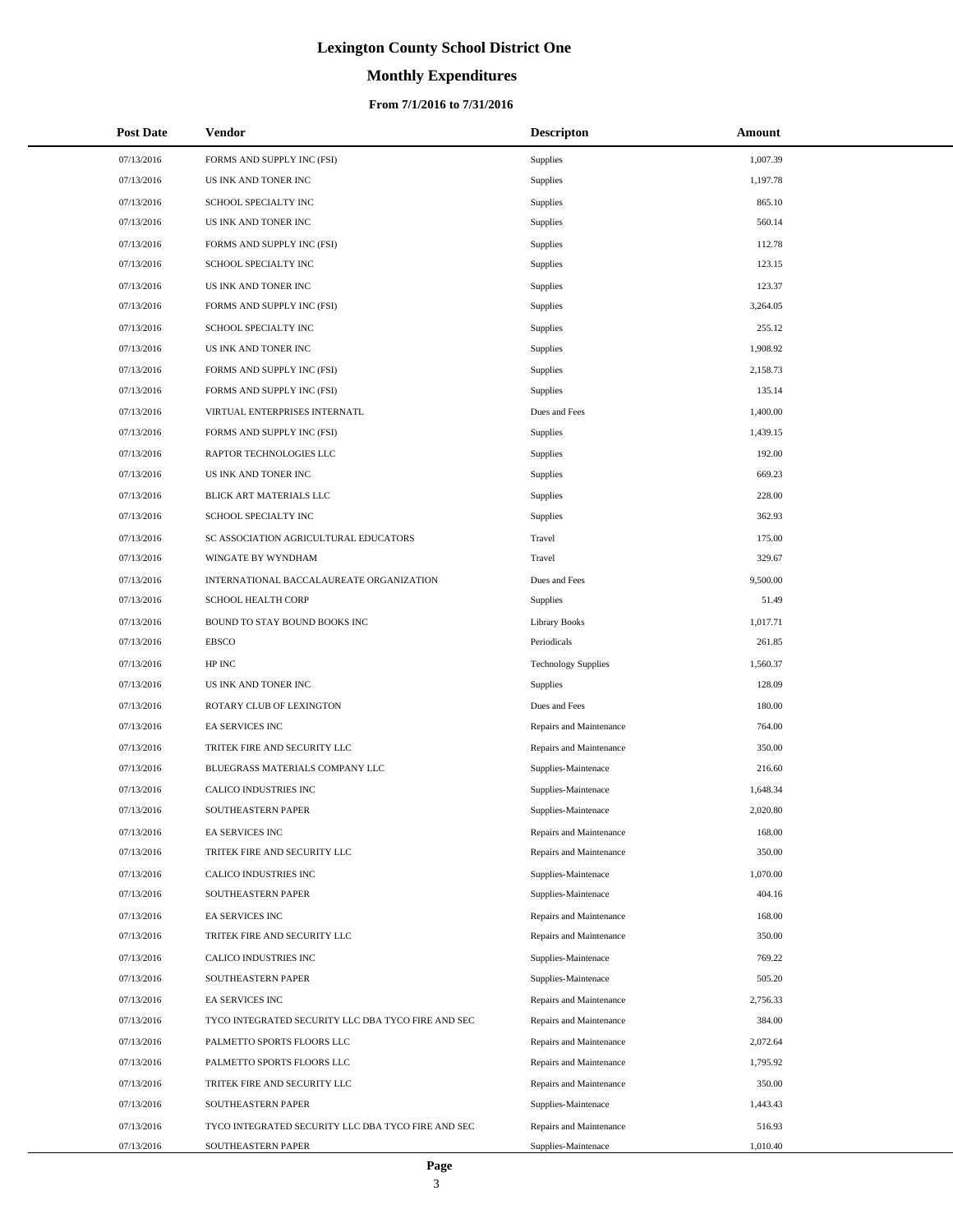# Lexington County School District One

## Monthly Expenditures

### From 7/1/2016 to 7/31/2016

| Post Date | Vendor | Descripton | Amount |
|---|---|---|---|
| 07/13/2016 | FORMS AND SUPPLY INC (FSI) | Supplies | 1,007.39 |
| 07/13/2016 | US INK AND TONER INC | Supplies | 1,197.78 |
| 07/13/2016 | SCHOOL SPECIALTY INC | Supplies | 865.10 |
| 07/13/2016 | US INK AND TONER INC | Supplies | 560.14 |
| 07/13/2016 | FORMS AND SUPPLY INC (FSI) | Supplies | 112.78 |
| 07/13/2016 | SCHOOL SPECIALTY INC | Supplies | 123.15 |
| 07/13/2016 | US INK AND TONER INC | Supplies | 123.37 |
| 07/13/2016 | FORMS AND SUPPLY INC (FSI) | Supplies | 3,264.05 |
| 07/13/2016 | SCHOOL SPECIALTY INC | Supplies | 255.12 |
| 07/13/2016 | US INK AND TONER INC | Supplies | 1,908.92 |
| 07/13/2016 | FORMS AND SUPPLY INC (FSI) | Supplies | 2,158.73 |
| 07/13/2016 | FORMS AND SUPPLY INC (FSI) | Supplies | 135.14 |
| 07/13/2016 | VIRTUAL ENTERPRISES INTERNATL | Dues and Fees | 1,400.00 |
| 07/13/2016 | FORMS AND SUPPLY INC (FSI) | Supplies | 1,439.15 |
| 07/13/2016 | RAPTOR TECHNOLOGIES LLC | Supplies | 192.00 |
| 07/13/2016 | US INK AND TONER INC | Supplies | 669.23 |
| 07/13/2016 | BLICK ART MATERIALS LLC | Supplies | 228.00 |
| 07/13/2016 | SCHOOL SPECIALTY INC | Supplies | 362.93 |
| 07/13/2016 | SC ASSOCIATION AGRICULTURAL EDUCATORS | Travel | 175.00 |
| 07/13/2016 | WINGATE BY WYNDHAM | Travel | 329.67 |
| 07/13/2016 | INTERNATIONAL BACCALAUREATE ORGANIZATION | Dues and Fees | 9,500.00 |
| 07/13/2016 | SCHOOL HEALTH CORP | Supplies | 51.49 |
| 07/13/2016 | BOUND TO STAY BOUND BOOKS INC | Library Books | 1,017.71 |
| 07/13/2016 | EBSCO | Periodicals | 261.85 |
| 07/13/2016 | HP INC | Technology Supplies | 1,560.37 |
| 07/13/2016 | US INK AND TONER INC | Supplies | 128.09 |
| 07/13/2016 | ROTARY CLUB OF LEXINGTON | Dues and Fees | 180.00 |
| 07/13/2016 | EA SERVICES INC | Repairs and Maintenance | 764.00 |
| 07/13/2016 | TRITEK FIRE AND SECURITY LLC | Repairs and Maintenance | 350.00 |
| 07/13/2016 | BLUEGRASS MATERIALS COMPANY LLC | Supplies-Maintenace | 216.60 |
| 07/13/2016 | CALICO INDUSTRIES INC | Supplies-Maintenace | 1,648.34 |
| 07/13/2016 | SOUTHEASTERN PAPER | Supplies-Maintenace | 2,020.80 |
| 07/13/2016 | EA SERVICES INC | Repairs and Maintenance | 168.00 |
| 07/13/2016 | TRITEK FIRE AND SECURITY LLC | Repairs and Maintenance | 350.00 |
| 07/13/2016 | CALICO INDUSTRIES INC | Supplies-Maintenace | 1,070.00 |
| 07/13/2016 | SOUTHEASTERN PAPER | Supplies-Maintenace | 404.16 |
| 07/13/2016 | EA SERVICES INC | Repairs and Maintenance | 168.00 |
| 07/13/2016 | TRITEK FIRE AND SECURITY LLC | Repairs and Maintenance | 350.00 |
| 07/13/2016 | CALICO INDUSTRIES INC | Supplies-Maintenace | 769.22 |
| 07/13/2016 | SOUTHEASTERN PAPER | Supplies-Maintenace | 505.20 |
| 07/13/2016 | EA SERVICES INC | Repairs and Maintenance | 2,756.33 |
| 07/13/2016 | TYCO INTEGRATED SECURITY LLC DBA TYCO FIRE AND SEC | Repairs and Maintenance | 384.00 |
| 07/13/2016 | PALMETTO SPORTS FLOORS LLC | Repairs and Maintenance | 2,072.64 |
| 07/13/2016 | PALMETTO SPORTS FLOORS LLC | Repairs and Maintenance | 1,795.92 |
| 07/13/2016 | TRITEK FIRE AND SECURITY LLC | Repairs and Maintenance | 350.00 |
| 07/13/2016 | SOUTHEASTERN PAPER | Supplies-Maintenace | 1,443.43 |
| 07/13/2016 | TYCO INTEGRATED SECURITY LLC DBA TYCO FIRE AND SEC | Repairs and Maintenance | 516.93 |
| 07/13/2016 | SOUTHEASTERN PAPER | Supplies-Maintenace | 1,010.40 |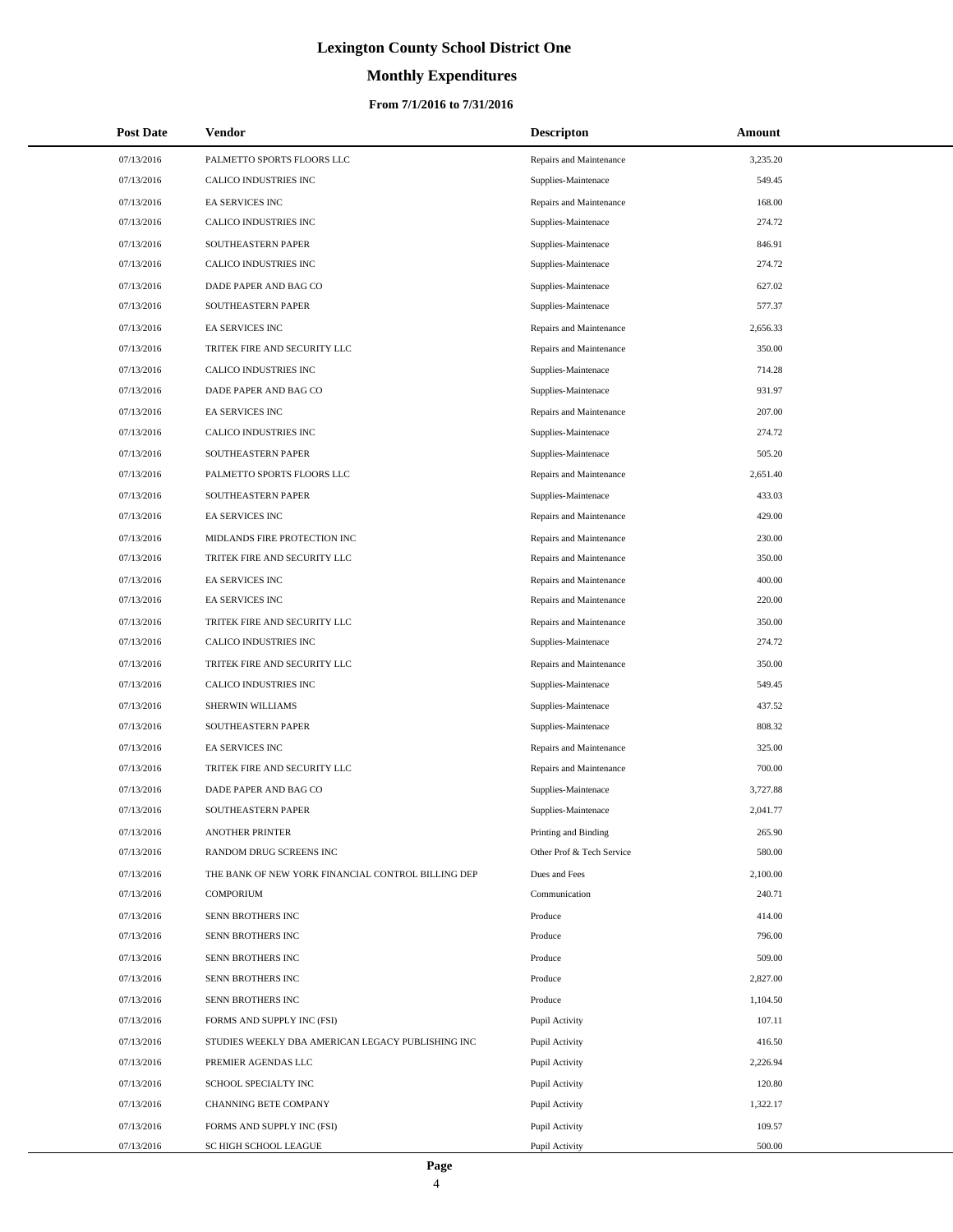# Lexington County School District One

## Monthly Expenditures

### From 7/1/2016 to 7/31/2016

| Post Date | Vendor | Descripton | Amount |
|---|---|---|---|
| 07/13/2016 | PALMETTO SPORTS FLOORS LLC | Repairs and Maintenance | 3,235.20 |
| 07/13/2016 | CALICO INDUSTRIES INC | Supplies-Maintenace | 549.45 |
| 07/13/2016 | EA SERVICES INC | Repairs and Maintenance | 168.00 |
| 07/13/2016 | CALICO INDUSTRIES INC | Supplies-Maintenace | 274.72 |
| 07/13/2016 | SOUTHEASTERN PAPER | Supplies-Maintenace | 846.91 |
| 07/13/2016 | CALICO INDUSTRIES INC | Supplies-Maintenace | 274.72 |
| 07/13/2016 | DADE PAPER AND BAG CO | Supplies-Maintenace | 627.02 |
| 07/13/2016 | SOUTHEASTERN PAPER | Supplies-Maintenace | 577.37 |
| 07/13/2016 | EA SERVICES INC | Repairs and Maintenance | 2,656.33 |
| 07/13/2016 | TRITEK FIRE AND SECURITY LLC | Repairs and Maintenance | 350.00 |
| 07/13/2016 | CALICO INDUSTRIES INC | Supplies-Maintenace | 714.28 |
| 07/13/2016 | DADE PAPER AND BAG CO | Supplies-Maintenace | 931.97 |
| 07/13/2016 | EA SERVICES INC | Repairs and Maintenance | 207.00 |
| 07/13/2016 | CALICO INDUSTRIES INC | Supplies-Maintenace | 274.72 |
| 07/13/2016 | SOUTHEASTERN PAPER | Supplies-Maintenace | 505.20 |
| 07/13/2016 | PALMETTO SPORTS FLOORS LLC | Repairs and Maintenance | 2,651.40 |
| 07/13/2016 | SOUTHEASTERN PAPER | Supplies-Maintenace | 433.03 |
| 07/13/2016 | EA SERVICES INC | Repairs and Maintenance | 429.00 |
| 07/13/2016 | MIDLANDS FIRE PROTECTION INC | Repairs and Maintenance | 230.00 |
| 07/13/2016 | TRITEK FIRE AND SECURITY LLC | Repairs and Maintenance | 350.00 |
| 07/13/2016 | EA SERVICES INC | Repairs and Maintenance | 400.00 |
| 07/13/2016 | EA SERVICES INC | Repairs and Maintenance | 220.00 |
| 07/13/2016 | TRITEK FIRE AND SECURITY LLC | Repairs and Maintenance | 350.00 |
| 07/13/2016 | CALICO INDUSTRIES INC | Supplies-Maintenace | 274.72 |
| 07/13/2016 | TRITEK FIRE AND SECURITY LLC | Repairs and Maintenance | 350.00 |
| 07/13/2016 | CALICO INDUSTRIES INC | Supplies-Maintenace | 549.45 |
| 07/13/2016 | SHERWIN WILLIAMS | Supplies-Maintenace | 437.52 |
| 07/13/2016 | SOUTHEASTERN PAPER | Supplies-Maintenace | 808.32 |
| 07/13/2016 | EA SERVICES INC | Repairs and Maintenance | 325.00 |
| 07/13/2016 | TRITEK FIRE AND SECURITY LLC | Repairs and Maintenance | 700.00 |
| 07/13/2016 | DADE PAPER AND BAG CO | Supplies-Maintenace | 3,727.88 |
| 07/13/2016 | SOUTHEASTERN PAPER | Supplies-Maintenace | 2,041.77 |
| 07/13/2016 | ANOTHER PRINTER | Printing and Binding | 265.90 |
| 07/13/2016 | RANDOM DRUG SCREENS INC | Other Prof & Tech Service | 580.00 |
| 07/13/2016 | THE BANK OF NEW YORK FINANCIAL CONTROL BILLING DEP | Dues and Fees | 2,100.00 |
| 07/13/2016 | COMPORIUM | Communication | 240.71 |
| 07/13/2016 | SENN BROTHERS INC | Produce | 414.00 |
| 07/13/2016 | SENN BROTHERS INC | Produce | 796.00 |
| 07/13/2016 | SENN BROTHERS INC | Produce | 509.00 |
| 07/13/2016 | SENN BROTHERS INC | Produce | 2,827.00 |
| 07/13/2016 | SENN BROTHERS INC | Produce | 1,104.50 |
| 07/13/2016 | FORMS AND SUPPLY INC (FSI) | Pupil Activity | 107.11 |
| 07/13/2016 | STUDIES WEEKLY DBA AMERICAN LEGACY PUBLISHING INC | Pupil Activity | 416.50 |
| 07/13/2016 | PREMIER AGENDAS LLC | Pupil Activity | 2,226.94 |
| 07/13/2016 | SCHOOL SPECIALTY INC | Pupil Activity | 120.80 |
| 07/13/2016 | CHANNING BETE COMPANY | Pupil Activity | 1,322.17 |
| 07/13/2016 | FORMS AND SUPPLY INC (FSI) | Pupil Activity | 109.57 |
| 07/13/2016 | SC HIGH SCHOOL LEAGUE | Pupil Activity | 500.00 |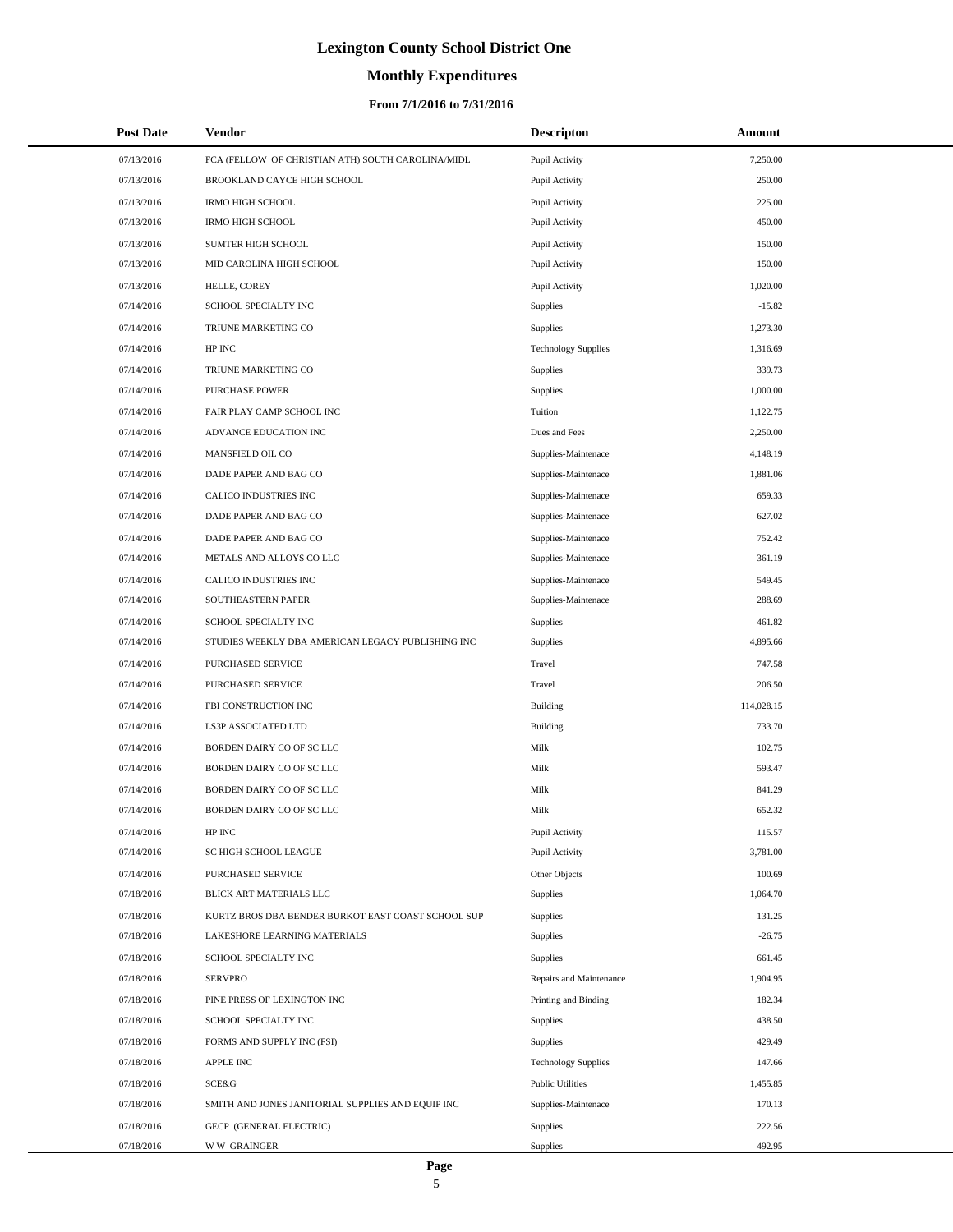# Lexington County School District One

## Monthly Expenditures

### From 7/1/2016 to 7/31/2016

| Post Date | Vendor | Descripton | Amount |
|---|---|---|---|
| 07/13/2016 | FCA (FELLOW OF CHRISTIAN ATH) SOUTH CAROLINA/MIDL | Pupil Activity | 7,250.00 |
| 07/13/2016 | BROOKLAND CAYCE HIGH SCHOOL | Pupil Activity | 250.00 |
| 07/13/2016 | IRMO HIGH SCHOOL | Pupil Activity | 225.00 |
| 07/13/2016 | IRMO HIGH SCHOOL | Pupil Activity | 450.00 |
| 07/13/2016 | SUMTER HIGH SCHOOL | Pupil Activity | 150.00 |
| 07/13/2016 | MID CAROLINA HIGH SCHOOL | Pupil Activity | 150.00 |
| 07/13/2016 | HELLE, COREY | Pupil Activity | 1,020.00 |
| 07/14/2016 | SCHOOL SPECIALTY INC | Supplies | -15.82 |
| 07/14/2016 | TRIUNE MARKETING CO | Supplies | 1,273.30 |
| 07/14/2016 | HP INC | Technology Supplies | 1,316.69 |
| 07/14/2016 | TRIUNE MARKETING CO | Supplies | 339.73 |
| 07/14/2016 | PURCHASE POWER | Supplies | 1,000.00 |
| 07/14/2016 | FAIR PLAY CAMP SCHOOL INC | Tuition | 1,122.75 |
| 07/14/2016 | ADVANCE EDUCATION INC | Dues and Fees | 2,250.00 |
| 07/14/2016 | MANSFIELD OIL CO | Supplies-Maintenace | 4,148.19 |
| 07/14/2016 | DADE PAPER AND BAG CO | Supplies-Maintenace | 1,881.06 |
| 07/14/2016 | CALICO INDUSTRIES INC | Supplies-Maintenace | 659.33 |
| 07/14/2016 | DADE PAPER AND BAG CO | Supplies-Maintenace | 627.02 |
| 07/14/2016 | DADE PAPER AND BAG CO | Supplies-Maintenace | 752.42 |
| 07/14/2016 | METALS AND ALLOYS CO LLC | Supplies-Maintenace | 361.19 |
| 07/14/2016 | CALICO INDUSTRIES INC | Supplies-Maintenace | 549.45 |
| 07/14/2016 | SOUTHEASTERN PAPER | Supplies-Maintenace | 288.69 |
| 07/14/2016 | SCHOOL SPECIALTY INC | Supplies | 461.82 |
| 07/14/2016 | STUDIES WEEKLY DBA AMERICAN LEGACY PUBLISHING INC | Supplies | 4,895.66 |
| 07/14/2016 | PURCHASED SERVICE | Travel | 747.58 |
| 07/14/2016 | PURCHASED SERVICE | Travel | 206.50 |
| 07/14/2016 | FBI CONSTRUCTION INC | Building | 114,028.15 |
| 07/14/2016 | LS3P ASSOCIATED LTD | Building | 733.70 |
| 07/14/2016 | BORDEN DAIRY CO OF SC LLC | Milk | 102.75 |
| 07/14/2016 | BORDEN DAIRY CO OF SC LLC | Milk | 593.47 |
| 07/14/2016 | BORDEN DAIRY CO OF SC LLC | Milk | 841.29 |
| 07/14/2016 | BORDEN DAIRY CO OF SC LLC | Milk | 652.32 |
| 07/14/2016 | HP INC | Pupil Activity | 115.57 |
| 07/14/2016 | SC HIGH SCHOOL LEAGUE | Pupil Activity | 3,781.00 |
| 07/14/2016 | PURCHASED SERVICE | Other Objects | 100.69 |
| 07/18/2016 | BLICK ART MATERIALS LLC | Supplies | 1,064.70 |
| 07/18/2016 | KURTZ BROS DBA BENDER BURKOT EAST COAST SCHOOL SUP | Supplies | 131.25 |
| 07/18/2016 | LAKESHORE LEARNING MATERIALS | Supplies | -26.75 |
| 07/18/2016 | SCHOOL SPECIALTY INC | Supplies | 661.45 |
| 07/18/2016 | SERVPRO | Repairs and Maintenance | 1,904.95 |
| 07/18/2016 | PINE PRESS OF LEXINGTON INC | Printing and Binding | 182.34 |
| 07/18/2016 | SCHOOL SPECIALTY INC | Supplies | 438.50 |
| 07/18/2016 | FORMS AND SUPPLY INC (FSI) | Supplies | 429.49 |
| 07/18/2016 | APPLE INC | Technology Supplies | 147.66 |
| 07/18/2016 | SCE&G | Public Utilities | 1,455.85 |
| 07/18/2016 | SMITH AND JONES JANITORIAL SUPPLIES AND EQUIP INC | Supplies-Maintenace | 170.13 |
| 07/18/2016 | GECP (GENERAL ELECTRIC) | Supplies | 222.56 |
| 07/18/2016 | W W GRAINGER | Supplies | 492.95 |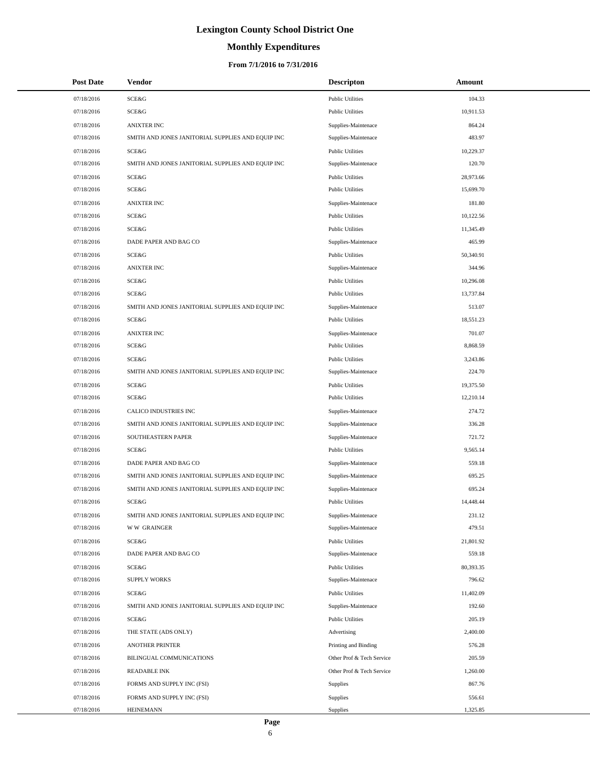# Lexington County School District One

## Monthly Expenditures

### From 7/1/2016 to 7/31/2016

| Post Date | Vendor | Descripton | Amount |
|---|---|---|---|
| 07/18/2016 | SCE&G | Public Utilities | 104.33 |
| 07/18/2016 | SCE&G | Public Utilities | 10,911.53 |
| 07/18/2016 | ANIXTER INC | Supplies-Maintenace | 864.24 |
| 07/18/2016 | SMITH AND JONES JANITORIAL SUPPLIES AND EQUIP INC | Supplies-Maintenace | 483.97 |
| 07/18/2016 | SCE&G | Public Utilities | 10,229.37 |
| 07/18/2016 | SMITH AND JONES JANITORIAL SUPPLIES AND EQUIP INC | Supplies-Maintenace | 120.70 |
| 07/18/2016 | SCE&G | Public Utilities | 28,973.66 |
| 07/18/2016 | SCE&G | Public Utilities | 15,699.70 |
| 07/18/2016 | ANIXTER INC | Supplies-Maintenace | 181.80 |
| 07/18/2016 | SCE&G | Public Utilities | 10,122.56 |
| 07/18/2016 | SCE&G | Public Utilities | 11,345.49 |
| 07/18/2016 | DADE PAPER AND BAG CO | Supplies-Maintenace | 465.99 |
| 07/18/2016 | SCE&G | Public Utilities | 50,340.91 |
| 07/18/2016 | ANIXTER INC | Supplies-Maintenace | 344.96 |
| 07/18/2016 | SCE&G | Public Utilities | 10,296.08 |
| 07/18/2016 | SCE&G | Public Utilities | 13,737.84 |
| 07/18/2016 | SMITH AND JONES JANITORIAL SUPPLIES AND EQUIP INC | Supplies-Maintenace | 513.07 |
| 07/18/2016 | SCE&G | Public Utilities | 18,551.23 |
| 07/18/2016 | ANIXTER INC | Supplies-Maintenace | 701.07 |
| 07/18/2016 | SCE&G | Public Utilities | 8,868.59 |
| 07/18/2016 | SCE&G | Public Utilities | 3,243.86 |
| 07/18/2016 | SMITH AND JONES JANITORIAL SUPPLIES AND EQUIP INC | Supplies-Maintenace | 224.70 |
| 07/18/2016 | SCE&G | Public Utilities | 19,375.50 |
| 07/18/2016 | SCE&G | Public Utilities | 12,210.14 |
| 07/18/2016 | CALICO INDUSTRIES INC | Supplies-Maintenace | 274.72 |
| 07/18/2016 | SMITH AND JONES JANITORIAL SUPPLIES AND EQUIP INC | Supplies-Maintenace | 336.28 |
| 07/18/2016 | SOUTHEASTERN PAPER | Supplies-Maintenace | 721.72 |
| 07/18/2016 | SCE&G | Public Utilities | 9,565.14 |
| 07/18/2016 | DADE PAPER AND BAG CO | Supplies-Maintenace | 559.18 |
| 07/18/2016 | SMITH AND JONES JANITORIAL SUPPLIES AND EQUIP INC | Supplies-Maintenace | 695.25 |
| 07/18/2016 | SMITH AND JONES JANITORIAL SUPPLIES AND EQUIP INC | Supplies-Maintenace | 695.24 |
| 07/18/2016 | SCE&G | Public Utilities | 14,448.44 |
| 07/18/2016 | SMITH AND JONES JANITORIAL SUPPLIES AND EQUIP INC | Supplies-Maintenace | 231.12 |
| 07/18/2016 | W W GRAINGER | Supplies-Maintenace | 479.51 |
| 07/18/2016 | SCE&G | Public Utilities | 21,801.92 |
| 07/18/2016 | DADE PAPER AND BAG CO | Supplies-Maintenace | 559.18 |
| 07/18/2016 | SCE&G | Public Utilities | 80,393.35 |
| 07/18/2016 | SUPPLY WORKS | Supplies-Maintenace | 796.62 |
| 07/18/2016 | SCE&G | Public Utilities | 11,402.09 |
| 07/18/2016 | SMITH AND JONES JANITORIAL SUPPLIES AND EQUIP INC | Supplies-Maintenace | 192.60 |
| 07/18/2016 | SCE&G | Public Utilities | 205.19 |
| 07/18/2016 | THE STATE (ADS ONLY) | Advertising | 2,400.00 |
| 07/18/2016 | ANOTHER PRINTER | Printing and Binding | 576.28 |
| 07/18/2016 | BILINGUAL COMMUNICATIONS | Other Prof & Tech Service | 205.59 |
| 07/18/2016 | READABLE INK | Other Prof & Tech Service | 1,260.00 |
| 07/18/2016 | FORMS AND SUPPLY INC (FSI) | Supplies | 867.76 |
| 07/18/2016 | FORMS AND SUPPLY INC (FSI) | Supplies | 556.61 |
| 07/18/2016 | HEINEMANN | Supplies | 1,325.85 |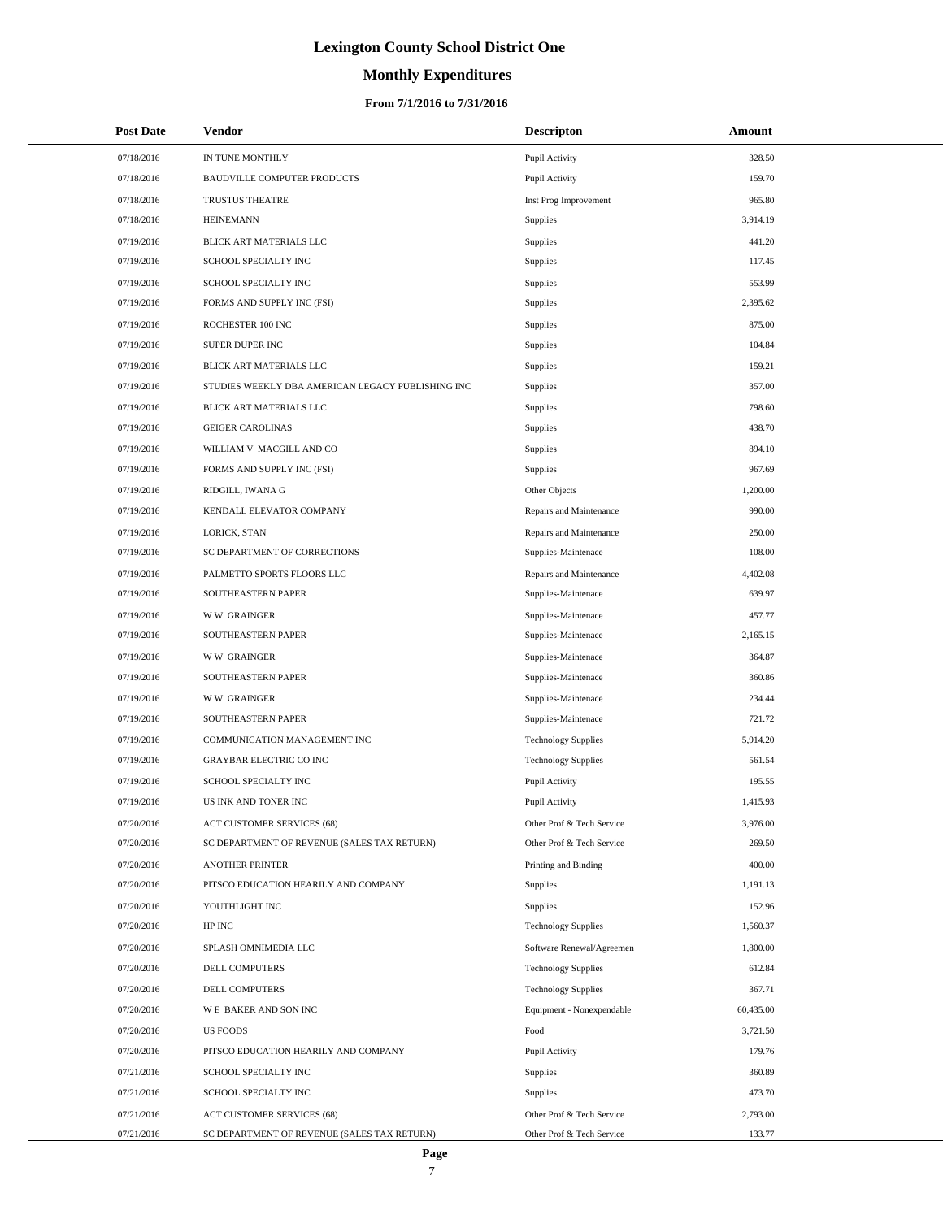# Lexington County School District One

## Monthly Expenditures

### From 7/1/2016 to 7/31/2016

| Post Date | Vendor | Descripton | Amount |
|---|---|---|---|
| 07/18/2016 | IN TUNE MONTHLY | Pupil Activity | 328.50 |
| 07/18/2016 | BAUDVILLE COMPUTER PRODUCTS | Pupil Activity | 159.70 |
| 07/18/2016 | TRUSTUS THEATRE | Inst Prog Improvement | 965.80 |
| 07/18/2016 | HEINEMANN | Supplies | 3,914.19 |
| 07/19/2016 | BLICK ART MATERIALS LLC | Supplies | 441.20 |
| 07/19/2016 | SCHOOL SPECIALTY INC | Supplies | 117.45 |
| 07/19/2016 | SCHOOL SPECIALTY INC | Supplies | 553.99 |
| 07/19/2016 | FORMS AND SUPPLY INC (FSI) | Supplies | 2,395.62 |
| 07/19/2016 | ROCHESTER 100 INC | Supplies | 875.00 |
| 07/19/2016 | SUPER DUPER INC | Supplies | 104.84 |
| 07/19/2016 | BLICK ART MATERIALS LLC | Supplies | 159.21 |
| 07/19/2016 | STUDIES WEEKLY DBA AMERICAN LEGACY PUBLISHING INC | Supplies | 357.00 |
| 07/19/2016 | BLICK ART MATERIALS LLC | Supplies | 798.60 |
| 07/19/2016 | GEIGER CAROLINAS | Supplies | 438.70 |
| 07/19/2016 | WILLIAM V MACGILL AND CO | Supplies | 894.10 |
| 07/19/2016 | FORMS AND SUPPLY INC (FSI) | Supplies | 967.69 |
| 07/19/2016 | RIDGILL, IWANA G | Other Objects | 1,200.00 |
| 07/19/2016 | KENDALL ELEVATOR COMPANY | Repairs and Maintenance | 990.00 |
| 07/19/2016 | LORICK, STAN | Repairs and Maintenance | 250.00 |
| 07/19/2016 | SC DEPARTMENT OF CORRECTIONS | Supplies-Maintenace | 108.00 |
| 07/19/2016 | PALMETTO SPORTS FLOORS LLC | Repairs and Maintenance | 4,402.08 |
| 07/19/2016 | SOUTHEASTERN PAPER | Supplies-Maintenace | 639.97 |
| 07/19/2016 | W W GRAINGER | Supplies-Maintenace | 457.77 |
| 07/19/2016 | SOUTHEASTERN PAPER | Supplies-Maintenace | 2,165.15 |
| 07/19/2016 | W W GRAINGER | Supplies-Maintenace | 364.87 |
| 07/19/2016 | SOUTHEASTERN PAPER | Supplies-Maintenace | 360.86 |
| 07/19/2016 | W W GRAINGER | Supplies-Maintenace | 234.44 |
| 07/19/2016 | SOUTHEASTERN PAPER | Supplies-Maintenace | 721.72 |
| 07/19/2016 | COMMUNICATION MANAGEMENT INC | Technology Supplies | 5,914.20 |
| 07/19/2016 | GRAYBAR ELECTRIC CO INC | Technology Supplies | 561.54 |
| 07/19/2016 | SCHOOL SPECIALTY INC | Pupil Activity | 195.55 |
| 07/19/2016 | US INK AND TONER INC | Pupil Activity | 1,415.93 |
| 07/20/2016 | ACT CUSTOMER SERVICES (68) | Other Prof & Tech Service | 3,976.00 |
| 07/20/2016 | SC DEPARTMENT OF REVENUE (SALES TAX RETURN) | Other Prof & Tech Service | 269.50 |
| 07/20/2016 | ANOTHER PRINTER | Printing and Binding | 400.00 |
| 07/20/2016 | PITSCO EDUCATION HEARILY AND COMPANY | Supplies | 1,191.13 |
| 07/20/2016 | YOUTHLIGHT INC | Supplies | 152.96 |
| 07/20/2016 | HP INC | Technology Supplies | 1,560.37 |
| 07/20/2016 | SPLASH OMNIMEDIA LLC | Software Renewal/Agreemen | 1,800.00 |
| 07/20/2016 | DELL COMPUTERS | Technology Supplies | 612.84 |
| 07/20/2016 | DELL COMPUTERS | Technology Supplies | 367.71 |
| 07/20/2016 | W E BAKER AND SON INC | Equipment - Nonexpendable | 60,435.00 |
| 07/20/2016 | US FOODS | Food | 3,721.50 |
| 07/20/2016 | PITSCO EDUCATION HEARILY AND COMPANY | Pupil Activity | 179.76 |
| 07/21/2016 | SCHOOL SPECIALTY INC | Supplies | 360.89 |
| 07/21/2016 | SCHOOL SPECIALTY INC | Supplies | 473.70 |
| 07/21/2016 | ACT CUSTOMER SERVICES (68) | Other Prof & Tech Service | 2,793.00 |
| 07/21/2016 | SC DEPARTMENT OF REVENUE (SALES TAX RETURN) | Other Prof & Tech Service | 133.77 |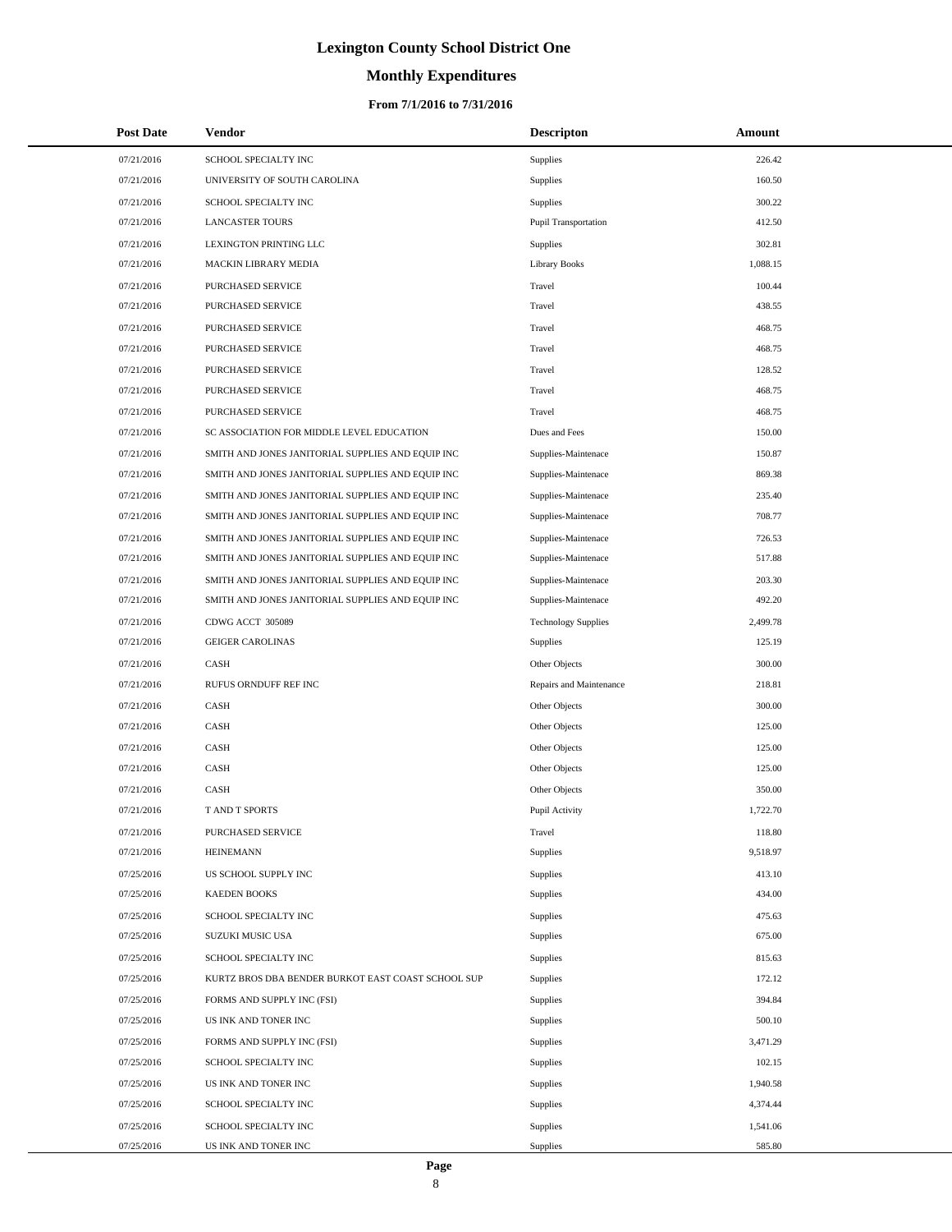# Lexington County School District One

## Monthly Expenditures

### From 7/1/2016 to 7/31/2016

| Post Date | Vendor | Descripton | Amount |
|---|---|---|---|
| 07/21/2016 | SCHOOL SPECIALTY INC | Supplies | 226.42 |
| 07/21/2016 | UNIVERSITY OF SOUTH CAROLINA | Supplies | 160.50 |
| 07/21/2016 | SCHOOL SPECIALTY INC | Supplies | 300.22 |
| 07/21/2016 | LANCASTER TOURS | Pupil Transportation | 412.50 |
| 07/21/2016 | LEXINGTON PRINTING LLC | Supplies | 302.81 |
| 07/21/2016 | MACKIN LIBRARY MEDIA | Library Books | 1,088.15 |
| 07/21/2016 | PURCHASED SERVICE | Travel | 100.44 |
| 07/21/2016 | PURCHASED SERVICE | Travel | 438.55 |
| 07/21/2016 | PURCHASED SERVICE | Travel | 468.75 |
| 07/21/2016 | PURCHASED SERVICE | Travel | 468.75 |
| 07/21/2016 | PURCHASED SERVICE | Travel | 128.52 |
| 07/21/2016 | PURCHASED SERVICE | Travel | 468.75 |
| 07/21/2016 | PURCHASED SERVICE | Travel | 468.75 |
| 07/21/2016 | SC ASSOCIATION FOR MIDDLE LEVEL EDUCATION | Dues and Fees | 150.00 |
| 07/21/2016 | SMITH AND JONES JANITORIAL SUPPLIES AND EQUIP INC | Supplies-Maintenace | 150.87 |
| 07/21/2016 | SMITH AND JONES JANITORIAL SUPPLIES AND EQUIP INC | Supplies-Maintenace | 869.38 |
| 07/21/2016 | SMITH AND JONES JANITORIAL SUPPLIES AND EQUIP INC | Supplies-Maintenace | 235.40 |
| 07/21/2016 | SMITH AND JONES JANITORIAL SUPPLIES AND EQUIP INC | Supplies-Maintenace | 708.77 |
| 07/21/2016 | SMITH AND JONES JANITORIAL SUPPLIES AND EQUIP INC | Supplies-Maintenace | 726.53 |
| 07/21/2016 | SMITH AND JONES JANITORIAL SUPPLIES AND EQUIP INC | Supplies-Maintenace | 517.88 |
| 07/21/2016 | SMITH AND JONES JANITORIAL SUPPLIES AND EQUIP INC | Supplies-Maintenace | 203.30 |
| 07/21/2016 | SMITH AND JONES JANITORIAL SUPPLIES AND EQUIP INC | Supplies-Maintenace | 492.20 |
| 07/21/2016 | CDWG ACCT 305089 | Technology Supplies | 2,499.78 |
| 07/21/2016 | GEIGER CAROLINAS | Supplies | 125.19 |
| 07/21/2016 | CASH | Other Objects | 300.00 |
| 07/21/2016 | RUFUS ORNDUFF REF INC | Repairs and Maintenance | 218.81 |
| 07/21/2016 | CASH | Other Objects | 300.00 |
| 07/21/2016 | CASH | Other Objects | 125.00 |
| 07/21/2016 | CASH | Other Objects | 125.00 |
| 07/21/2016 | CASH | Other Objects | 125.00 |
| 07/21/2016 | CASH | Other Objects | 350.00 |
| 07/21/2016 | T AND T SPORTS | Pupil Activity | 1,722.70 |
| 07/21/2016 | PURCHASED SERVICE | Travel | 118.80 |
| 07/21/2016 | HEINEMANN | Supplies | 9,518.97 |
| 07/25/2016 | US SCHOOL SUPPLY INC | Supplies | 413.10 |
| 07/25/2016 | KAEDEN BOOKS | Supplies | 434.00 |
| 07/25/2016 | SCHOOL SPECIALTY INC | Supplies | 475.63 |
| 07/25/2016 | SUZUKI MUSIC USA | Supplies | 675.00 |
| 07/25/2016 | SCHOOL SPECIALTY INC | Supplies | 815.63 |
| 07/25/2016 | KURTZ BROS DBA BENDER BURKOT EAST COAST SCHOOL SUP | Supplies | 172.12 |
| 07/25/2016 | FORMS AND SUPPLY INC (FSI) | Supplies | 394.84 |
| 07/25/2016 | US INK AND TONER INC | Supplies | 500.10 |
| 07/25/2016 | FORMS AND SUPPLY INC (FSI) | Supplies | 3,471.29 |
| 07/25/2016 | SCHOOL SPECIALTY INC | Supplies | 102.15 |
| 07/25/2016 | US INK AND TONER INC | Supplies | 1,940.58 |
| 07/25/2016 | SCHOOL SPECIALTY INC | Supplies | 4,374.44 |
| 07/25/2016 | SCHOOL SPECIALTY INC | Supplies | 1,541.06 |
| 07/25/2016 | US INK AND TONER INC | Supplies | 585.80 |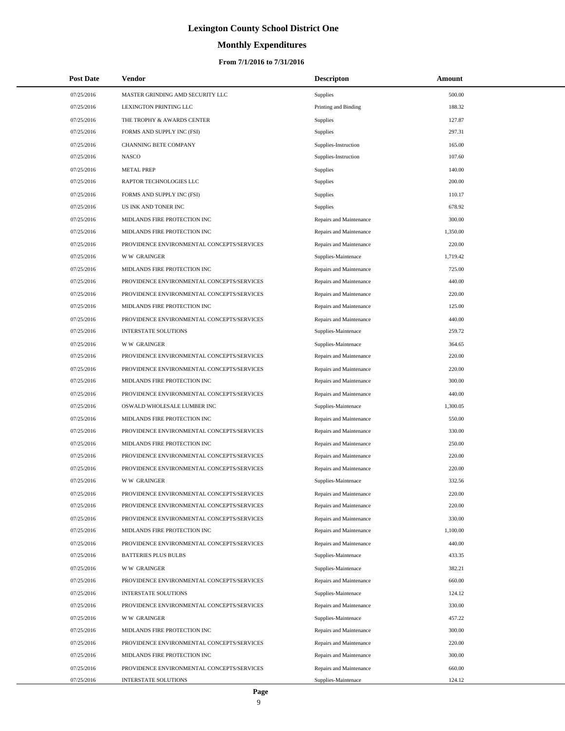# Lexington County School District One

## Monthly Expenditures

### From 7/1/2016 to 7/31/2016

| Post Date | Vendor | Descripton | Amount |
|---|---|---|---|
| 07/25/2016 | MASTER GRINDING AMD SECURITY LLC | Supplies | 500.00 |
| 07/25/2016 | LEXINGTON PRINTING LLC | Printing and Binding | 188.32 |
| 07/25/2016 | THE TROPHY & AWARDS CENTER | Supplies | 127.87 |
| 07/25/2016 | FORMS AND SUPPLY INC (FSI) | Supplies | 297.31 |
| 07/25/2016 | CHANNING BETE COMPANY | Supplies-Instruction | 165.00 |
| 07/25/2016 | NASCO | Supplies-Instruction | 107.60 |
| 07/25/2016 | METAL PREP | Supplies | 140.00 |
| 07/25/2016 | RAPTOR TECHNOLOGIES LLC | Supplies | 200.00 |
| 07/25/2016 | FORMS AND SUPPLY INC (FSI) | Supplies | 110.17 |
| 07/25/2016 | US INK AND TONER INC | Supplies | 678.92 |
| 07/25/2016 | MIDLANDS FIRE PROTECTION INC | Repairs and Maintenance | 300.00 |
| 07/25/2016 | MIDLANDS FIRE PROTECTION INC | Repairs and Maintenance | 1,350.00 |
| 07/25/2016 | PROVIDENCE ENVIRONMENTAL CONCEPTS/SERVICES | Repairs and Maintenance | 220.00 |
| 07/25/2016 | W W GRAINGER | Supplies-Maintenace | 1,719.42 |
| 07/25/2016 | MIDLANDS FIRE PROTECTION INC | Repairs and Maintenance | 725.00 |
| 07/25/2016 | PROVIDENCE ENVIRONMENTAL CONCEPTS/SERVICES | Repairs and Maintenance | 440.00 |
| 07/25/2016 | PROVIDENCE ENVIRONMENTAL CONCEPTS/SERVICES | Repairs and Maintenance | 220.00 |
| 07/25/2016 | MIDLANDS FIRE PROTECTION INC | Repairs and Maintenance | 125.00 |
| 07/25/2016 | PROVIDENCE ENVIRONMENTAL CONCEPTS/SERVICES | Repairs and Maintenance | 440.00 |
| 07/25/2016 | INTERSTATE SOLUTIONS | Supplies-Maintenace | 259.72 |
| 07/25/2016 | W W GRAINGER | Supplies-Maintenace | 364.65 |
| 07/25/2016 | PROVIDENCE ENVIRONMENTAL CONCEPTS/SERVICES | Repairs and Maintenance | 220.00 |
| 07/25/2016 | PROVIDENCE ENVIRONMENTAL CONCEPTS/SERVICES | Repairs and Maintenance | 220.00 |
| 07/25/2016 | MIDLANDS FIRE PROTECTION INC | Repairs and Maintenance | 300.00 |
| 07/25/2016 | PROVIDENCE ENVIRONMENTAL CONCEPTS/SERVICES | Repairs and Maintenance | 440.00 |
| 07/25/2016 | OSWALD WHOLESALE LUMBER INC | Supplies-Maintenace | 1,300.05 |
| 07/25/2016 | MIDLANDS FIRE PROTECTION INC | Repairs and Maintenance | 550.00 |
| 07/25/2016 | PROVIDENCE ENVIRONMENTAL CONCEPTS/SERVICES | Repairs and Maintenance | 330.00 |
| 07/25/2016 | MIDLANDS FIRE PROTECTION INC | Repairs and Maintenance | 250.00 |
| 07/25/2016 | PROVIDENCE ENVIRONMENTAL CONCEPTS/SERVICES | Repairs and Maintenance | 220.00 |
| 07/25/2016 | PROVIDENCE ENVIRONMENTAL CONCEPTS/SERVICES | Repairs and Maintenance | 220.00 |
| 07/25/2016 | W W GRAINGER | Supplies-Maintenace | 332.56 |
| 07/25/2016 | PROVIDENCE ENVIRONMENTAL CONCEPTS/SERVICES | Repairs and Maintenance | 220.00 |
| 07/25/2016 | PROVIDENCE ENVIRONMENTAL CONCEPTS/SERVICES | Repairs and Maintenance | 220.00 |
| 07/25/2016 | PROVIDENCE ENVIRONMENTAL CONCEPTS/SERVICES | Repairs and Maintenance | 330.00 |
| 07/25/2016 | MIDLANDS FIRE PROTECTION INC | Repairs and Maintenance | 1,100.00 |
| 07/25/2016 | PROVIDENCE ENVIRONMENTAL CONCEPTS/SERVICES | Repairs and Maintenance | 440.00 |
| 07/25/2016 | BATTERIES PLUS BULBS | Supplies-Maintenace | 433.35 |
| 07/25/2016 | W W GRAINGER | Supplies-Maintenace | 382.21 |
| 07/25/2016 | PROVIDENCE ENVIRONMENTAL CONCEPTS/SERVICES | Repairs and Maintenance | 660.00 |
| 07/25/2016 | INTERSTATE SOLUTIONS | Supplies-Maintenace | 124.12 |
| 07/25/2016 | PROVIDENCE ENVIRONMENTAL CONCEPTS/SERVICES | Repairs and Maintenance | 330.00 |
| 07/25/2016 | W W GRAINGER | Supplies-Maintenace | 457.22 |
| 07/25/2016 | MIDLANDS FIRE PROTECTION INC | Repairs and Maintenance | 300.00 |
| 07/25/2016 | PROVIDENCE ENVIRONMENTAL CONCEPTS/SERVICES | Repairs and Maintenance | 220.00 |
| 07/25/2016 | MIDLANDS FIRE PROTECTION INC | Repairs and Maintenance | 300.00 |
| 07/25/2016 | PROVIDENCE ENVIRONMENTAL CONCEPTS/SERVICES | Repairs and Maintenance | 660.00 |
| 07/25/2016 | INTERSTATE SOLUTIONS | Supplies-Maintenace | 124.12 |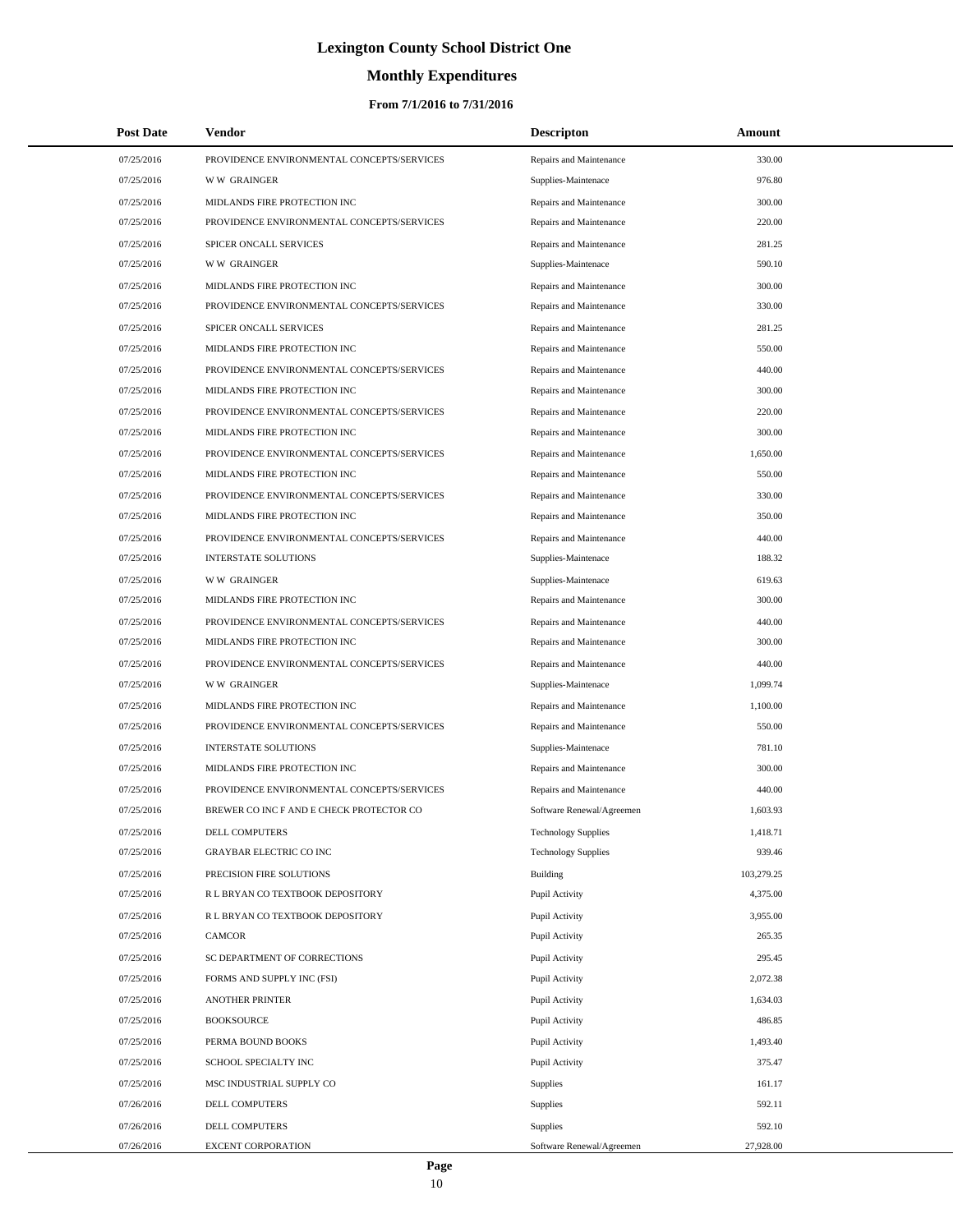# Lexington County School District One

## Monthly Expenditures

### From 7/1/2016 to 7/31/2016

| Post Date | Vendor | Descripton | Amount |
|---|---|---|---|
| 07/25/2016 | PROVIDENCE ENVIRONMENTAL CONCEPTS/SERVICES | Repairs and Maintenance | 330.00 |
| 07/25/2016 | W W GRAINGER | Supplies-Maintenace | 976.80 |
| 07/25/2016 | MIDLANDS FIRE PROTECTION INC | Repairs and Maintenance | 300.00 |
| 07/25/2016 | PROVIDENCE ENVIRONMENTAL CONCEPTS/SERVICES | Repairs and Maintenance | 220.00 |
| 07/25/2016 | SPICER ONCALL SERVICES | Repairs and Maintenance | 281.25 |
| 07/25/2016 | W W GRAINGER | Supplies-Maintenace | 590.10 |
| 07/25/2016 | MIDLANDS FIRE PROTECTION INC | Repairs and Maintenance | 300.00 |
| 07/25/2016 | PROVIDENCE ENVIRONMENTAL CONCEPTS/SERVICES | Repairs and Maintenance | 330.00 |
| 07/25/2016 | SPICER ONCALL SERVICES | Repairs and Maintenance | 281.25 |
| 07/25/2016 | MIDLANDS FIRE PROTECTION INC | Repairs and Maintenance | 550.00 |
| 07/25/2016 | PROVIDENCE ENVIRONMENTAL CONCEPTS/SERVICES | Repairs and Maintenance | 440.00 |
| 07/25/2016 | MIDLANDS FIRE PROTECTION INC | Repairs and Maintenance | 300.00 |
| 07/25/2016 | PROVIDENCE ENVIRONMENTAL CONCEPTS/SERVICES | Repairs and Maintenance | 220.00 |
| 07/25/2016 | MIDLANDS FIRE PROTECTION INC | Repairs and Maintenance | 300.00 |
| 07/25/2016 | PROVIDENCE ENVIRONMENTAL CONCEPTS/SERVICES | Repairs and Maintenance | 1,650.00 |
| 07/25/2016 | MIDLANDS FIRE PROTECTION INC | Repairs and Maintenance | 550.00 |
| 07/25/2016 | PROVIDENCE ENVIRONMENTAL CONCEPTS/SERVICES | Repairs and Maintenance | 330.00 |
| 07/25/2016 | MIDLANDS FIRE PROTECTION INC | Repairs and Maintenance | 350.00 |
| 07/25/2016 | PROVIDENCE ENVIRONMENTAL CONCEPTS/SERVICES | Repairs and Maintenance | 440.00 |
| 07/25/2016 | INTERSTATE SOLUTIONS | Supplies-Maintenace | 188.32 |
| 07/25/2016 | W W GRAINGER | Supplies-Maintenace | 619.63 |
| 07/25/2016 | MIDLANDS FIRE PROTECTION INC | Repairs and Maintenance | 300.00 |
| 07/25/2016 | PROVIDENCE ENVIRONMENTAL CONCEPTS/SERVICES | Repairs and Maintenance | 440.00 |
| 07/25/2016 | MIDLANDS FIRE PROTECTION INC | Repairs and Maintenance | 300.00 |
| 07/25/2016 | PROVIDENCE ENVIRONMENTAL CONCEPTS/SERVICES | Repairs and Maintenance | 440.00 |
| 07/25/2016 | W W GRAINGER | Supplies-Maintenace | 1,099.74 |
| 07/25/2016 | MIDLANDS FIRE PROTECTION INC | Repairs and Maintenance | 1,100.00 |
| 07/25/2016 | PROVIDENCE ENVIRONMENTAL CONCEPTS/SERVICES | Repairs and Maintenance | 550.00 |
| 07/25/2016 | INTERSTATE SOLUTIONS | Supplies-Maintenace | 781.10 |
| 07/25/2016 | MIDLANDS FIRE PROTECTION INC | Repairs and Maintenance | 300.00 |
| 07/25/2016 | PROVIDENCE ENVIRONMENTAL CONCEPTS/SERVICES | Repairs and Maintenance | 440.00 |
| 07/25/2016 | BREWER CO INC F AND E CHECK PROTECTOR CO | Software Renewal/Agreemen | 1,603.93 |
| 07/25/2016 | DELL COMPUTERS | Technology Supplies | 1,418.71 |
| 07/25/2016 | GRAYBAR ELECTRIC CO INC | Technology Supplies | 939.46 |
| 07/25/2016 | PRECISION FIRE SOLUTIONS | Building | 103,279.25 |
| 07/25/2016 | R L BRYAN CO TEXTBOOK DEPOSITORY | Pupil Activity | 4,375.00 |
| 07/25/2016 | R L BRYAN CO TEXTBOOK DEPOSITORY | Pupil Activity | 3,955.00 |
| 07/25/2016 | CAMCOR | Pupil Activity | 265.35 |
| 07/25/2016 | SC DEPARTMENT OF CORRECTIONS | Pupil Activity | 295.45 |
| 07/25/2016 | FORMS AND SUPPLY INC (FSI) | Pupil Activity | 2,072.38 |
| 07/25/2016 | ANOTHER PRINTER | Pupil Activity | 1,634.03 |
| 07/25/2016 | BOOKSOURCE | Pupil Activity | 486.85 |
| 07/25/2016 | PERMA BOUND BOOKS | Pupil Activity | 1,493.40 |
| 07/25/2016 | SCHOOL SPECIALTY INC | Pupil Activity | 375.47 |
| 07/25/2016 | MSC INDUSTRIAL SUPPLY CO | Supplies | 161.17 |
| 07/26/2016 | DELL COMPUTERS | Supplies | 592.11 |
| 07/26/2016 | DELL COMPUTERS | Supplies | 592.10 |
| 07/26/2016 | EXCENT CORPORATION | Software Renewal/Agreemen | 27,928.00 |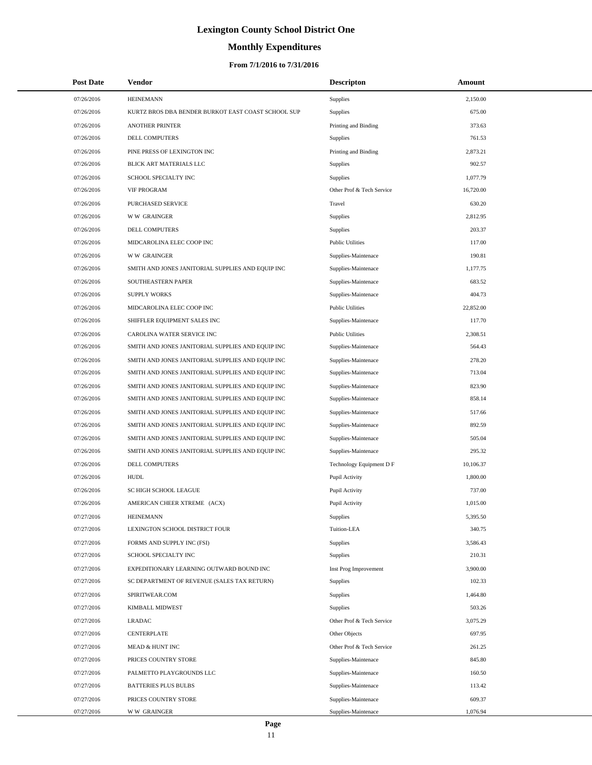# Lexington County School District One

## Monthly Expenditures

### From 7/1/2016 to 7/31/2016

| Post Date | Vendor | Descripton | Amount |
|---|---|---|---|
| 07/26/2016 | HEINEMANN | Supplies | 2,150.00 |
| 07/26/2016 | KURTZ BROS DBA BENDER BURKOT EAST COAST SCHOOL SUP | Supplies | 675.00 |
| 07/26/2016 | ANOTHER PRINTER | Printing and Binding | 373.63 |
| 07/26/2016 | DELL COMPUTERS | Supplies | 761.53 |
| 07/26/2016 | PINE PRESS OF LEXINGTON INC | Printing and Binding | 2,873.21 |
| 07/26/2016 | BLICK ART MATERIALS LLC | Supplies | 902.57 |
| 07/26/2016 | SCHOOL SPECIALTY INC | Supplies | 1,077.79 |
| 07/26/2016 | VIF PROGRAM | Other Prof & Tech Service | 16,720.00 |
| 07/26/2016 | PURCHASED SERVICE | Travel | 630.20 |
| 07/26/2016 | W W GRAINGER | Supplies | 2,812.95 |
| 07/26/2016 | DELL COMPUTERS | Supplies | 203.37 |
| 07/26/2016 | MIDCAROLINA ELEC COOP INC | Public Utilities | 117.00 |
| 07/26/2016 | W W GRAINGER | Supplies-Maintenace | 190.81 |
| 07/26/2016 | SMITH AND JONES JANITORIAL SUPPLIES AND EQUIP INC | Supplies-Maintenace | 1,177.75 |
| 07/26/2016 | SOUTHEASTERN PAPER | Supplies-Maintenace | 683.52 |
| 07/26/2016 | SUPPLY WORKS | Supplies-Maintenace | 404.73 |
| 07/26/2016 | MIDCAROLINA ELEC COOP INC | Public Utilities | 22,852.00 |
| 07/26/2016 | SHIFFLER EQUIPMENT SALES INC | Supplies-Maintenace | 117.70 |
| 07/26/2016 | CAROLINA WATER SERVICE INC | Public Utilities | 2,308.51 |
| 07/26/2016 | SMITH AND JONES JANITORIAL SUPPLIES AND EQUIP INC | Supplies-Maintenace | 564.43 |
| 07/26/2016 | SMITH AND JONES JANITORIAL SUPPLIES AND EQUIP INC | Supplies-Maintenace | 278.20 |
| 07/26/2016 | SMITH AND JONES JANITORIAL SUPPLIES AND EQUIP INC | Supplies-Maintenace | 713.04 |
| 07/26/2016 | SMITH AND JONES JANITORIAL SUPPLIES AND EQUIP INC | Supplies-Maintenace | 823.90 |
| 07/26/2016 | SMITH AND JONES JANITORIAL SUPPLIES AND EQUIP INC | Supplies-Maintenace | 858.14 |
| 07/26/2016 | SMITH AND JONES JANITORIAL SUPPLIES AND EQUIP INC | Supplies-Maintenace | 517.66 |
| 07/26/2016 | SMITH AND JONES JANITORIAL SUPPLIES AND EQUIP INC | Supplies-Maintenace | 892.59 |
| 07/26/2016 | SMITH AND JONES JANITORIAL SUPPLIES AND EQUIP INC | Supplies-Maintenace | 505.04 |
| 07/26/2016 | SMITH AND JONES JANITORIAL SUPPLIES AND EQUIP INC | Supplies-Maintenace | 295.32 |
| 07/26/2016 | DELL COMPUTERS | Technology Equipment D F | 10,106.37 |
| 07/26/2016 | HUDL | Pupil Activity | 1,800.00 |
| 07/26/2016 | SC HIGH SCHOOL LEAGUE | Pupil Activity | 737.00 |
| 07/26/2016 | AMERICAN CHEER XTREME (ACX) | Pupil Activity | 1,015.00 |
| 07/27/2016 | HEINEMANN | Supplies | 5,395.50 |
| 07/27/2016 | LEXINGTON SCHOOL DISTRICT FOUR | Tuition-LEA | 340.75 |
| 07/27/2016 | FORMS AND SUPPLY INC (FSI) | Supplies | 3,586.43 |
| 07/27/2016 | SCHOOL SPECIALTY INC | Supplies | 210.31 |
| 07/27/2016 | EXPEDITIONARY LEARNING OUTWARD BOUND INC | Inst Prog Improvement | 3,900.00 |
| 07/27/2016 | SC DEPARTMENT OF REVENUE (SALES TAX RETURN) | Supplies | 102.33 |
| 07/27/2016 | SPIRITWEAR.COM | Supplies | 1,464.80 |
| 07/27/2016 | KIMBALL MIDWEST | Supplies | 503.26 |
| 07/27/2016 | LRADAC | Other Prof & Tech Service | 3,075.29 |
| 07/27/2016 | CENTERPLATE | Other Objects | 697.95 |
| 07/27/2016 | MEAD & HUNT INC | Other Prof & Tech Service | 261.25 |
| 07/27/2016 | PRICES COUNTRY STORE | Supplies-Maintenace | 845.80 |
| 07/27/2016 | PALMETTO PLAYGROUNDS LLC | Supplies-Maintenace | 160.50 |
| 07/27/2016 | BATTERIES PLUS BULBS | Supplies-Maintenace | 113.42 |
| 07/27/2016 | PRICES COUNTRY STORE | Supplies-Maintenace | 609.37 |
| 07/27/2016 | W W GRAINGER | Supplies-Maintenace | 1,076.94 |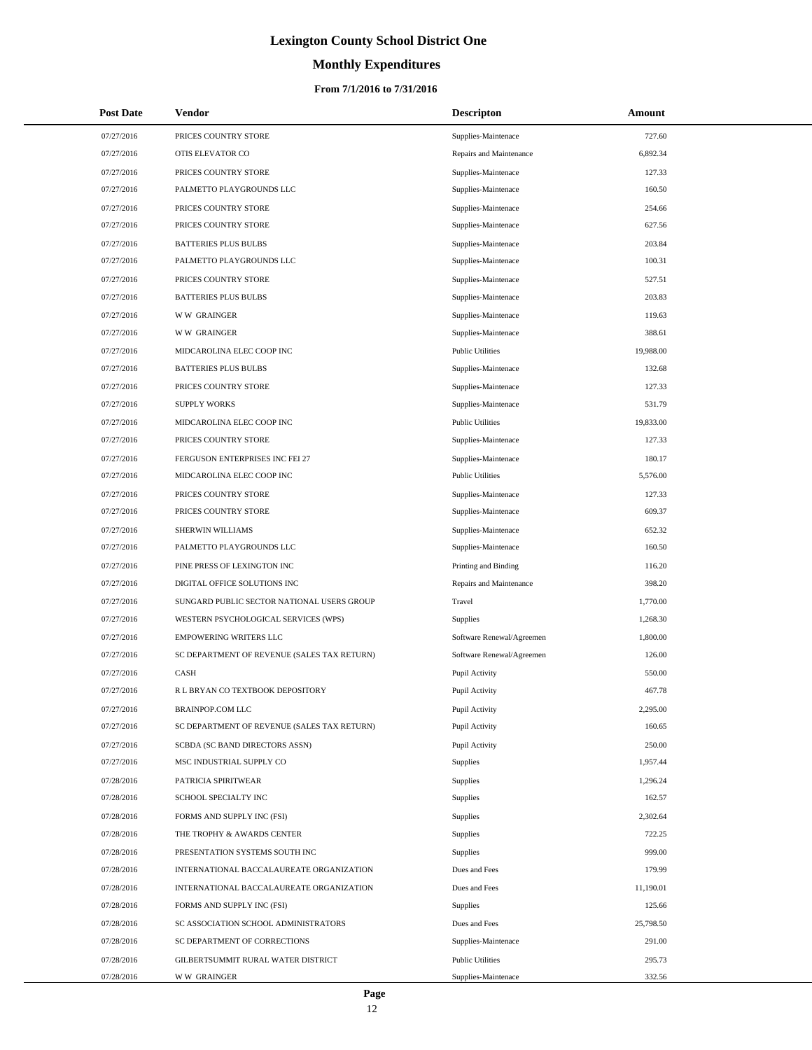# Lexington County School District One

## Monthly Expenditures

### From 7/1/2016 to 7/31/2016

| Post Date | Vendor | Descripton | Amount |
|---|---|---|---|
| 07/27/2016 | PRICES COUNTRY STORE | Supplies-Maintenace | 727.60 |
| 07/27/2016 | OTIS ELEVATOR CO | Repairs and Maintenance | 6,892.34 |
| 07/27/2016 | PRICES COUNTRY STORE | Supplies-Maintenace | 127.33 |
| 07/27/2016 | PALMETTO PLAYGROUNDS LLC | Supplies-Maintenace | 160.50 |
| 07/27/2016 | PRICES COUNTRY STORE | Supplies-Maintenace | 254.66 |
| 07/27/2016 | PRICES COUNTRY STORE | Supplies-Maintenace | 627.56 |
| 07/27/2016 | BATTERIES PLUS BULBS | Supplies-Maintenace | 203.84 |
| 07/27/2016 | PALMETTO PLAYGROUNDS LLC | Supplies-Maintenace | 100.31 |
| 07/27/2016 | PRICES COUNTRY STORE | Supplies-Maintenace | 527.51 |
| 07/27/2016 | BATTERIES PLUS BULBS | Supplies-Maintenace | 203.83 |
| 07/27/2016 | W W GRAINGER | Supplies-Maintenace | 119.63 |
| 07/27/2016 | W W GRAINGER | Supplies-Maintenace | 388.61 |
| 07/27/2016 | MIDCAROLINA ELEC COOP INC | Public Utilities | 19,988.00 |
| 07/27/2016 | BATTERIES PLUS BULBS | Supplies-Maintenace | 132.68 |
| 07/27/2016 | PRICES COUNTRY STORE | Supplies-Maintenace | 127.33 |
| 07/27/2016 | SUPPLY WORKS | Supplies-Maintenace | 531.79 |
| 07/27/2016 | MIDCAROLINA ELEC COOP INC | Public Utilities | 19,833.00 |
| 07/27/2016 | PRICES COUNTRY STORE | Supplies-Maintenace | 127.33 |
| 07/27/2016 | FERGUSON ENTERPRISES INC FEI 27 | Supplies-Maintenace | 180.17 |
| 07/27/2016 | MIDCAROLINA ELEC COOP INC | Public Utilities | 5,576.00 |
| 07/27/2016 | PRICES COUNTRY STORE | Supplies-Maintenace | 127.33 |
| 07/27/2016 | PRICES COUNTRY STORE | Supplies-Maintenace | 609.37 |
| 07/27/2016 | SHERWIN WILLIAMS | Supplies-Maintenace | 652.32 |
| 07/27/2016 | PALMETTO PLAYGROUNDS LLC | Supplies-Maintenace | 160.50 |
| 07/27/2016 | PINE PRESS OF LEXINGTON INC | Printing and Binding | 116.20 |
| 07/27/2016 | DIGITAL OFFICE SOLUTIONS INC | Repairs and Maintenance | 398.20 |
| 07/27/2016 | SUNGARD PUBLIC SECTOR NATIONAL USERS GROUP | Travel | 1,770.00 |
| 07/27/2016 | WESTERN PSYCHOLOGICAL SERVICES (WPS) | Supplies | 1,268.30 |
| 07/27/2016 | EMPOWERING WRITERS LLC | Software Renewal/Agreemen | 1,800.00 |
| 07/27/2016 | SC DEPARTMENT OF REVENUE (SALES TAX RETURN) | Software Renewal/Agreemen | 126.00 |
| 07/27/2016 | CASH | Pupil Activity | 550.00 |
| 07/27/2016 | R L BRYAN CO TEXTBOOK DEPOSITORY | Pupil Activity | 467.78 |
| 07/27/2016 | BRAINPOP.COM LLC | Pupil Activity | 2,295.00 |
| 07/27/2016 | SC DEPARTMENT OF REVENUE (SALES TAX RETURN) | Pupil Activity | 160.65 |
| 07/27/2016 | SCBDA (SC BAND DIRECTORS ASSN) | Pupil Activity | 250.00 |
| 07/27/2016 | MSC INDUSTRIAL SUPPLY CO | Supplies | 1,957.44 |
| 07/28/2016 | PATRICIA SPIRITWEAR | Supplies | 1,296.24 |
| 07/28/2016 | SCHOOL SPECIALTY INC | Supplies | 162.57 |
| 07/28/2016 | FORMS AND SUPPLY INC (FSI) | Supplies | 2,302.64 |
| 07/28/2016 | THE TROPHY & AWARDS CENTER | Supplies | 722.25 |
| 07/28/2016 | PRESENTATION SYSTEMS SOUTH INC | Supplies | 999.00 |
| 07/28/2016 | INTERNATIONAL BACCALAUREATE ORGANIZATION | Dues and Fees | 179.99 |
| 07/28/2016 | INTERNATIONAL BACCALAUREATE ORGANIZATION | Dues and Fees | 11,190.01 |
| 07/28/2016 | FORMS AND SUPPLY INC (FSI) | Supplies | 125.66 |
| 07/28/2016 | SC ASSOCIATION SCHOOL ADMINISTRATORS | Dues and Fees | 25,798.50 |
| 07/28/2016 | SC DEPARTMENT OF CORRECTIONS | Supplies-Maintenace | 291.00 |
| 07/28/2016 | GILBERTSUMMIT RURAL WATER DISTRICT | Public Utilities | 295.73 |
| 07/28/2016 | W W GRAINGER | Supplies-Maintenace | 332.56 |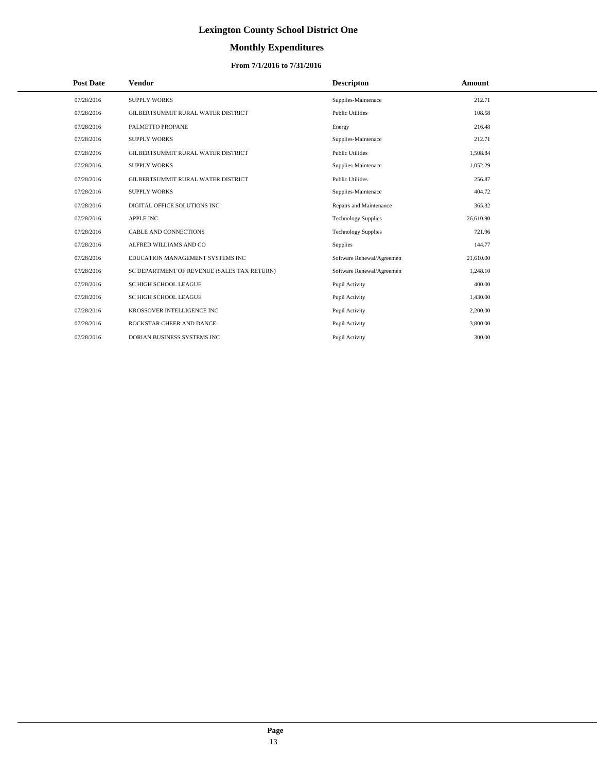# Lexington County School District One

## Monthly Expenditures

### From 7/1/2016 to 7/31/2016

| Post Date | Vendor | Descripton | Amount |
|---|---|---|---|
| 07/28/2016 | SUPPLY WORKS | Supplies-Maintenace | 212.71 |
| 07/28/2016 | GILBERTSUMMIT RURAL WATER DISTRICT | Public Utilities | 108.58 |
| 07/28/2016 | PALMETTO PROPANE | Energy | 216.48 |
| 07/28/2016 | SUPPLY WORKS | Supplies-Maintenace | 212.71 |
| 07/28/2016 | GILBERTSUMMIT RURAL WATER DISTRICT | Public Utilities | 1,508.84 |
| 07/28/2016 | SUPPLY WORKS | Supplies-Maintenace | 1,052.29 |
| 07/28/2016 | GILBERTSUMMIT RURAL WATER DISTRICT | Public Utilities | 256.87 |
| 07/28/2016 | SUPPLY WORKS | Supplies-Maintenace | 404.72 |
| 07/28/2016 | DIGITAL OFFICE SOLUTIONS INC | Repairs and Maintenance | 365.32 |
| 07/28/2016 | APPLE INC | Technology Supplies | 26,610.90 |
| 07/28/2016 | CABLE AND CONNECTIONS | Technology Supplies | 721.96 |
| 07/28/2016 | ALFRED WILLIAMS AND CO | Supplies | 144.77 |
| 07/28/2016 | EDUCATION MANAGEMENT SYSTEMS INC | Software Renewal/Agreemen | 21,610.00 |
| 07/28/2016 | SC DEPARTMENT OF REVENUE (SALES TAX RETURN) | Software Renewal/Agreemen | 1,248.10 |
| 07/28/2016 | SC HIGH SCHOOL LEAGUE | Pupil Activity | 400.00 |
| 07/28/2016 | SC HIGH SCHOOL LEAGUE | Pupil Activity | 1,430.00 |
| 07/28/2016 | KROSSOVER INTELLIGENCE INC | Pupil Activity | 2,200.00 |
| 07/28/2016 | ROCKSTAR CHEER AND DANCE | Pupil Activity | 3,800.00 |
| 07/28/2016 | DORIAN BUSINESS SYSTEMS INC | Pupil Activity | 300.00 |